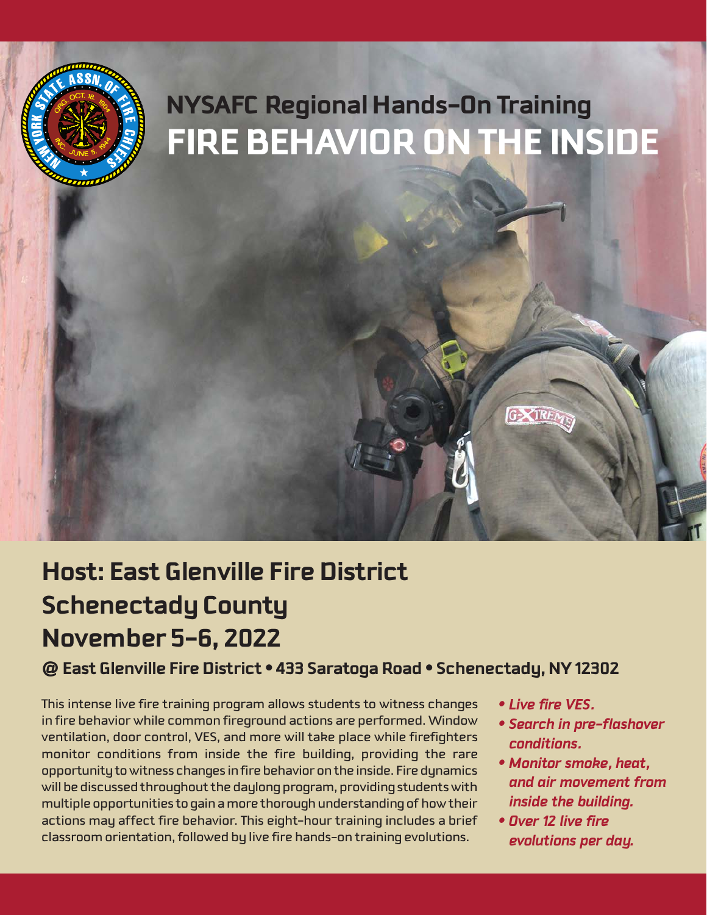# NYSAFC Regional Hands-On Training

# FIRE BEHAVIOR ON THE INSIDE

## Host: East Glenville Fire District
## Schenectady County
## November 5–6, 2022

### @ East Glenville Fire District • 433 Saratoga Road • Schenectady, NY 12302

This intense live fire training program allows students to witness changes in fire behavior while common fireground actions are performed. Window ventilation, door control, VES, and more will take place while firefighters monitor conditions from inside the fire building, providing the rare opportunity to witness changes in fire behavior on the inside. Fire dynamics will be discussed throughout the daylong program, providing students with multiple opportunities to gain a more thorough understanding of how their actions may affect fire behavior. This eight-hour training includes a brief classroom orientation, followed by live fire hands-on training evolutions.

- ***Live fire VES.***
- ***Search in pre-flashover conditions.***
- ***Monitor smoke, heat, and air movement from inside the building.***
- ***Over 12 live fire evolutions per day.***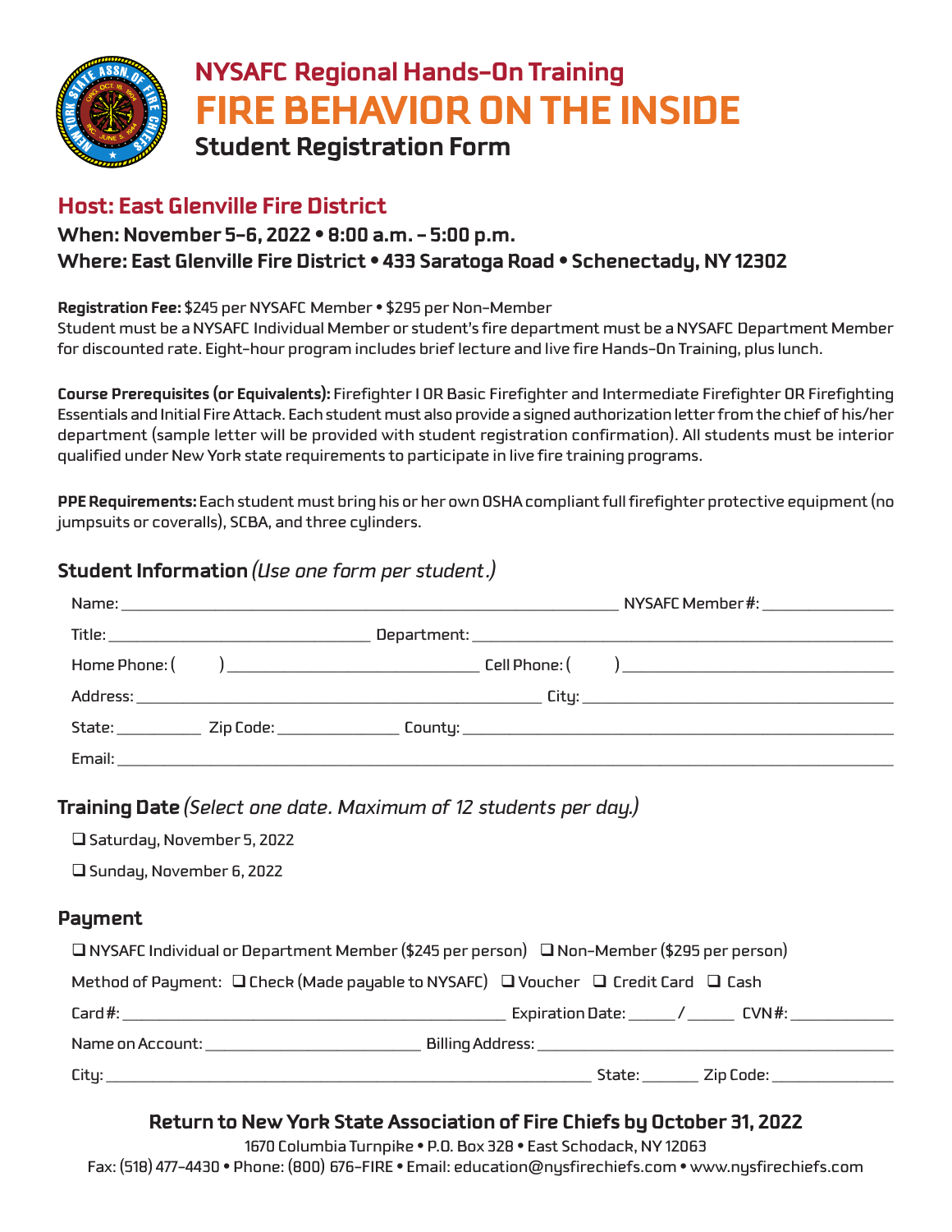## NYSAFC Regional Hands-On Training

# FIRE BEHAVIOR ON THE INSIDE

### Student Registration Form

## Host: East Glenville Fire District

**When: November 5–6, 2022 • 8:00 a.m. – 5:00 p.m.**

**Where: East Glenville Fire District • 433 Saratoga Road • Schenectady, NY 12302**

**Registration Fee:** $245 per NYSAFC Member • $295 per Non-Member
Student must be a NYSAFC Individual Member or student's fire department must be a NYSAFC Department Member for discounted rate. Eight-hour program includes brief lecture and live fire Hands-On Training, plus lunch.

**Course Prerequisites (or Equivalents):** Firefighter I OR Basic Firefighter and Intermediate Firefighter OR Firefighting Essentials and Initial Fire Attack. Each student must also provide a signed authorization letter from the chief of his/her department (sample letter will be provided with student registration confirmation). All students must be interior qualified under New York state requirements to participate in live fire training programs.

**PPE Requirements:** Each student must bring his or her own OSHA compliant full firefighter protective equipment (no jumpsuits or coveralls), SCBA, and three cylinders.

### Student Information *(Use one form per student.)*

Name: ______________________________ NYSAFC Member #: ______________

Title: ______________________ Department: ______________________________

Home Phone: ( ) ______________________ Cell Phone: ( ) ______________________

Address: ______________________________ City: ______________________

State: ________ Zip Code: ____________ County: ______________________________

Email: ______________________________________________________________

### Training Date *(Select one date. Maximum of 12 students per day.)*

❑ Saturday, November 5, 2022

❑ Sunday, November 6, 2022

### Payment

❑ NYSAFC Individual or Department Member ($245 per person) ❑ Non-Member ($295 per person)

Method of Payment: ❑ Check (Made payable to NYSAFC) ❑ Voucher ❑ Credit Card ❑ Cash

Card #: ______________________________ Expiration Date: _____ / _____ CVN #: __________

Name on Account: ______________________ Billing Address: ______________________________

City: ______________________________ State: ______ Zip Code: ____________

**Return to New York State Association of Fire Chiefs by October 31, 2022**

1670 Columbia Turnpike • P.O. Box 328 • East Schodack, NY 12063

Fax: (518) 477-4430 • Phone: (800) 676-FIRE • Email: education@nysfirechiefs.com • www.nysfirechiefs.com